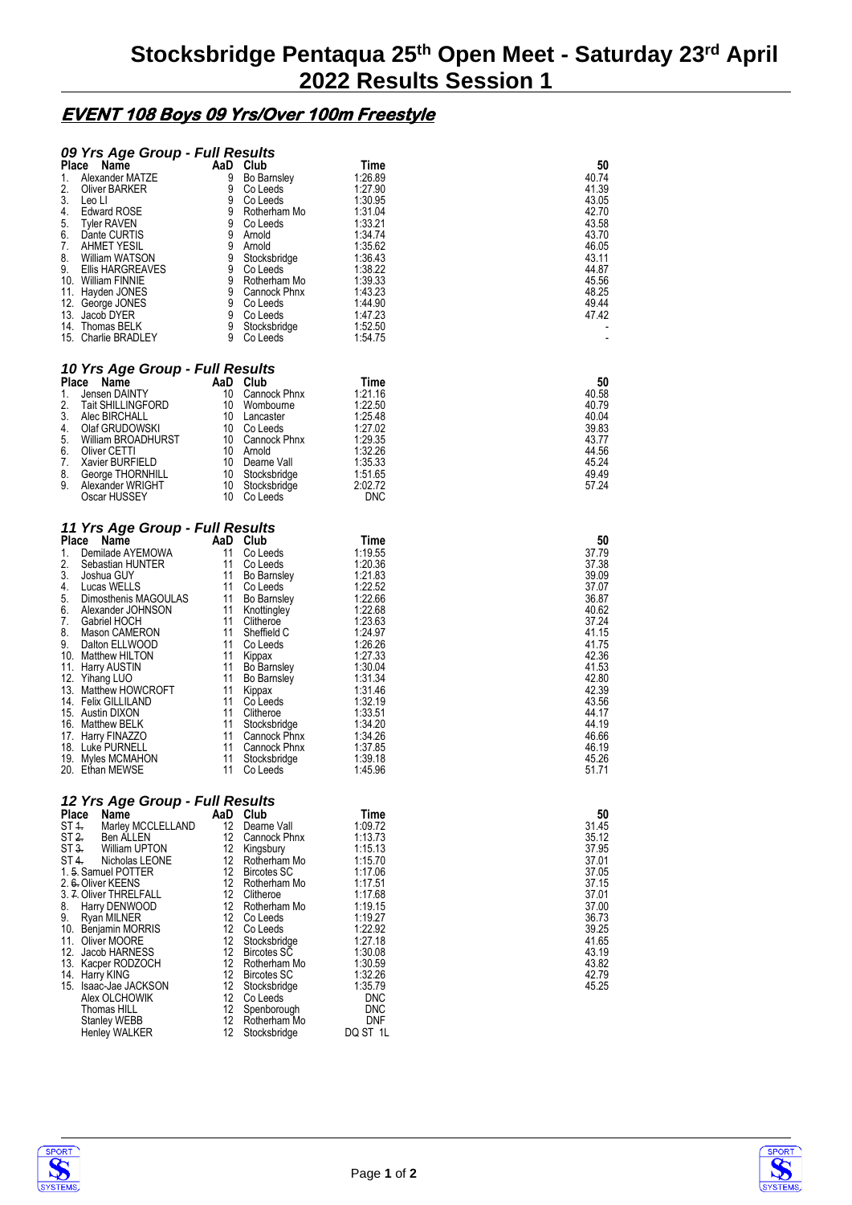# Stocksbridge Pentaqua 25th Open Meet - Saturday 23rd April 2022 Results Session 1

## EVENT 108 Boys 09 Yrs/Over 100m Freestyle

### 09 Yrs Age Group - Full Results

| Place | Name | AaD | Club | Time | 50 |
|---|---|---|---|---|---|
| 1. | Alexander MATZE | 9 | Bo Barnsley | 1:26.89 | 40.74 |
| 2. | Oliver BARKER | 9 | Co Leeds | 1:27.90 | 41.39 |
| 3. | Leo LI | 9 | Co Leeds | 1:30.95 | 43.05 |
| 4. | Edward ROSE | 9 | Rotherham Mo | 1:31.04 | 42.70 |
| 5. | Tyler RAVEN | 9 | Co Leeds | 1:33.21 | 43.58 |
| 6. | Dante CURTIS | 9 | Arnold | 1:34.74 | 43.70 |
| 7. | AHMET YESIL | 9 | Arnold | 1:35.62 | 46.05 |
| 8. | William WATSON | 9 | Stocksbridge | 1:36.43 | 43.11 |
| 9. | Ellis HARGREAVES | 9 | Co Leeds | 1:38.22 | 44.87 |
| 10. | William FINNIE | 9 | Rotherham Mo | 1:39.33 | 45.56 |
| 11. | Hayden JONES | 9 | Cannock Phnx | 1:43.23 | 48.25 |
| 12. | George JONES | 9 | Co Leeds | 1:44.90 | 49.44 |
| 13. | Jacob DYER | 9 | Co Leeds | 1:47.23 | 47.42 |
| 14. | Thomas BELK | 9 | Stocksbridge | 1:52.50 | - |
| 15. | Charlie BRADLEY | 9 | Co Leeds | 1:54.75 | - |

### 10 Yrs Age Group - Full Results

| Place | Name | AaD | Club | Time | 50 |
|---|---|---|---|---|---|
| 1. | Jensen DAINTY | 10 | Cannock Phnx | 1:21.16 | 40.58 |
| 2. | Tait SHILLINGFORD | 10 | Wombourne | 1:22.50 | 40.79 |
| 3. | Alec BIRCHALL | 10 | Lancaster | 1:25.48 | 40.04 |
| 4. | Olaf GRUDOWSKI | 10 | Co Leeds | 1:27.02 | 39.83 |
| 5. | William BROADHURST | 10 | Cannock Phnx | 1:29.35 | 43.77 |
| 6. | Oliver CETTI | 10 | Arnold | 1:32.26 | 44.56 |
| 7. | Xavier BURFIELD | 10 | Dearne Vall | 1:35.33 | 45.24 |
| 8. | George THORNHILL | 10 | Stocksbridge | 1:51.65 | 49.49 |
| 9. | Alexander WRIGHT | 10 | Stocksbridge | 2:02.72 | 57.24 |
| | Oscar HUSSEY | 10 | Co Leeds | DNC | |

### 11 Yrs Age Group - Full Results

| Place | Name | AaD | Club | Time | 50 |
|---|---|---|---|---|---|
| 1. | Demilade AYEMOWA | 11 | Co Leeds | 1:19.55 | 37.79 |
| 2. | Sebastian HUNTER | 11 | Co Leeds | 1:20.36 | 37.38 |
| 3. | Joshua GUY | 11 | Bo Barnsley | 1:21.83 | 39.09 |
| 4. | Lucas WELLS | 11 | Co Leeds | 1:22.52 | 37.07 |
| 5. | Dimosthenis MAGOULAS | 11 | Bo Barnsley | 1:22.66 | 36.87 |
| 6. | Alexander JOHNSON | 11 | Knottingley | 1:22.68 | 40.62 |
| 7. | Gabriel HOCH | 11 | Clitheroe | 1:23.63 | 37.24 |
| 8. | Mason CAMERON | 11 | Sheffield C | 1:24.97 | 41.15 |
| 9. | Dalton ELLWOOD | 11 | Co Leeds | 1:26.26 | 41.75 |
| 10. | Matthew HILTON | 11 | Kippax | 1:27.33 | 42.36 |
| 11. | Harry AUSTIN | 11 | Bo Barnsley | 1:30.04 | 41.53 |
| 12. | Yihang LUO | 11 | Bo Barnsley | 1:31.34 | 42.80 |
| 13. | Matthew HOWCROFT | 11 | Kippax | 1:31.46 | 42.39 |
| 14. | Felix GILLILAND | 11 | Co Leeds | 1:32.19 | 43.56 |
| 15. | Austin DIXON | 11 | Clitheroe | 1:33.51 | 44.17 |
| 16. | Matthew BELK | 11 | Stocksbridge | 1:34.20 | 44.19 |
| 17. | Harry FINAZZO | 11 | Cannock Phnx | 1:34.26 | 46.66 |
| 18. | Luke PURNELL | 11 | Cannock Phnx | 1:37.85 | 46.19 |
| 19. | Myles MCMAHON | 11 | Stocksbridge | 1:39.18 | 45.26 |
| 20. | Ethan MEWSE | 11 | Co Leeds | 1:45.96 | 51.71 |

### 12 Yrs Age Group - Full Results

| Place | Name | AaD | Club | Time | 50 |
|---|---|---|---|---|---|
| ST ~~1.~~ | Marley MCCLELLAND | 12 | Dearne Vall | 1:09.72 | 31.45 |
| ST ~~2.~~ | Ben ALLEN | 12 | Cannock Phnx | 1:13.73 | 35.12 |
| ST ~~3.~~ | William UPTON | 12 | Kingsbury | 1:15.13 | 37.95 |
| ST ~~4.~~ | Nicholas LEONE | 12 | Rotherham Mo | 1:15.70 | 37.01 |
| 1. ~~5.~~ | Samuel POTTER | 12 | Bircotes SC | 1:17.06 | 37.05 |
| 2. ~~6.~~ | Oliver KEENS | 12 | Rotherham Mo | 1:17.51 | 37.15 |
| 3. ~~7.~~ | Oliver THRELFALL | 12 | Clitheroe | 1:17.68 | 37.01 |
| 8. | Harry DENWOOD | 12 | Rotherham Mo | 1:19.15 | 37.00 |
| 9. | Ryan MILNER | 12 | Co Leeds | 1:19.27 | 36.73 |
| 10. | Benjamin MORRIS | 12 | Co Leeds | 1:22.92 | 39.25 |
| 11. | Oliver MOORE | 12 | Stocksbridge | 1:27.18 | 41.65 |
| 12. | Jacob HARNESS | 12 | Bircotes SC | 1:30.08 | 43.19 |
| 13. | Kacper RODZOCH | 12 | Rotherham Mo | 1:30.59 | 43.82 |
| 14. | Harry KING | 12 | Bircotes SC | 1:32.26 | 42.79 |
| 15. | Isaac-Jae JACKSON | 12 | Stocksbridge | 1:35.79 | 45.25 |
| | Alex OLCHOWIK | 12 | Co Leeds | DNC | |
| | Thomas HILL | 12 | Spenborough | DNC | |
| | Stanley WEBB | 12 | Rotherham Mo | DNF | |
| | Henley WALKER | 12 | Stocksbridge | DQ ST 1L | |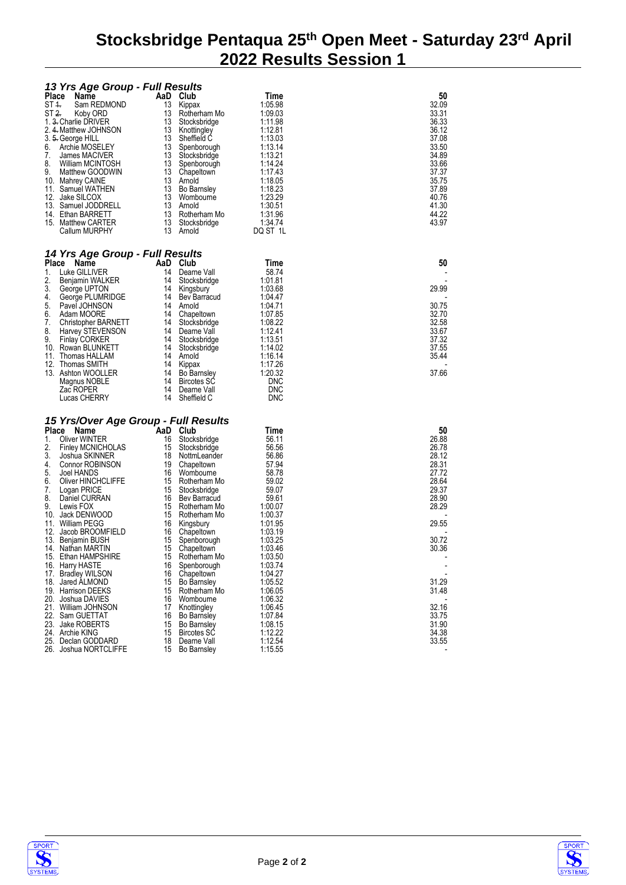# Stocksbridge Pentaqua 25th Open Meet - Saturday 23rd April 2022 Results Session 1

### *13 Yrs Age Group - Full Results*

| Place | Name | AaD | Club | Time | 50 |
|---|---|---|---|---|---|
| ST ~~1.~~ | Sam REDMOND | 13 | Kippax | 1:05.98 | 32.09 |
| ST ~~2.~~ | Koby ORD | 13 | Rotherham Mo | 1:09.03 | 33.31 |
| 1. ~~3.~~ | Charlie DRIVER | 13 | Stocksbridge | 1:11.98 | 36.33 |
| 2. ~~4.~~ | Matthew JOHNSON | 13 | Knottingley | 1:12.81 | 36.12 |
| 3. ~~5.~~ | George HILL | 13 | Sheffield C | 1:13.03 | 37.08 |
| 6. | Archie MOSELEY | 13 | Spenborough | 1:13.14 | 33.50 |
| 7. | James MACIVER | 13 | Stocksbridge | 1:13.21 | 34.89 |
| 8. | William MCINTOSH | 13 | Spenborough | 1:14.24 | 33.66 |
| 9. | Matthew GOODWIN | 13 | Chapeltown | 1:17.43 | 37.37 |
| 10. | Mahrey CAINE | 13 | Arnold | 1:18.05 | 35.75 |
| 11. | Samuel WATHEN | 13 | Bo Barnsley | 1:18.23 | 37.89 |
| 12. | Jake SILCOX | 13 | Wombourne | 1:23.29 | 40.76 |
| 13. | Samuel JODDRELL | 13 | Arnold | 1:30.51 | 41.30 |
| 14. | Ethan BARRETT | 13 | Rotherham Mo | 1:31.96 | 44.22 |
| 15. | Matthew CARTER | 13 | Stocksbridge | 1:34.74 | 43.97 |
| | Callum MURPHY | 13 | Arnold | DQ ST 1L | |

### *14 Yrs Age Group - Full Results*

| Place | Name | AaD | Club | Time | 50 |
|---|---|---|---|---|---|
| 1. | Luke GILLIVER | 14 | Dearne Vall | 58.74 | - |
| 2. | Benjamin WALKER | 14 | Stocksbridge | 1:01.81 | - |
| 3. | George UPTON | 14 | Kingsbury | 1:03.68 | 29.99 |
| 4. | George PLUMRIDGE | 14 | Bev Barracud | 1:04.47 | - |
| 5. | Pavel JOHNSON | 14 | Arnold | 1:04.71 | 30.75 |
| 6. | Adam MOORE | 14 | Chapeltown | 1:07.85 | 32.70 |
| 7. | Christopher BARNETT | 14 | Stocksbridge | 1:08.22 | 32.58 |
| 8. | Harvey STEVENSON | 14 | Dearne Vall | 1:12.41 | 33.67 |
| 9. | Finlay CORKER | 14 | Stocksbridge | 1:13.51 | 37.32 |
| 10. | Rowan BLUNKETT | 14 | Stocksbridge | 1:14.02 | 37.55 |
| 11. | Thomas HALLAM | 14 | Arnold | 1:16.14 | 35.44 |
| 12. | Thomas SMITH | 14 | Kippax | 1:17.26 | - |
| 13. | Ashton WOOLLER | 14 | Bo Barnsley | 1:20.32 | 37.66 |
| | Magnus NOBLE | 14 | Bircotes SC | DNC | |
| | Zac ROPER | 14 | Dearne Vall | DNC | |
| | Lucas CHERRY | 14 | Sheffield C | DNC | |

### *15 Yrs/Over Age Group - Full Results*

| Place | Name | AaD | Club | Time | 50 |
|---|---|---|---|---|---|
| 1. | Oliver WINTER | 16 | Stocksbridge | 56.11 | 26.88 |
| 2. | Finley MCNICHOLAS | 15 | Stocksbridge | 56.56 | 26.78 |
| 3. | Joshua SKINNER | 18 | NottmLeander | 56.86 | 28.12 |
| 4. | Connor ROBINSON | 19 | Chapeltown | 57.94 | 28.31 |
| 5. | Joel HANDS | 16 | Wombourne | 58.78 | 27.72 |
| 6. | Oliver HINCHCLIFFE | 15 | Rotherham Mo | 59.02 | 28.64 |
| 7. | Logan PRICE | 15 | Stocksbridge | 59.07 | 29.37 |
| 8. | Daniel CURRAN | 16 | Bev Barracud | 59.61 | 28.90 |
| 9. | Lewis FOX | 15 | Rotherham Mo | 1:00.07 | 28.29 |
| 10. | Jack DENWOOD | 15 | Rotherham Mo | 1:00.37 | - |
| 11. | William PEGG | 16 | Kingsbury | 1:01.95 | 29.55 |
| 12. | Jacob BROOMFIELD | 16 | Chapeltown | 1:03.19 | - |
| 13. | Benjamin BUSH | 15 | Spenborough | 1:03.25 | 30.72 |
| 14. | Nathan MARTIN | 15 | Chapeltown | 1:03.46 | 30.36 |
| 15. | Ethan HAMPSHIRE | 15 | Rotherham Mo | 1:03.50 | - |
| 16. | Harry HASTE | 16 | Spenborough | 1:03.74 | - |
| 17. | Bradley WILSON | 16 | Chapeltown | 1:04.27 | - |
| 18. | Jared ALMOND | 15 | Bo Barnsley | 1:05.52 | 31.29 |
| 19. | Harrison DEEKS | 15 | Rotherham Mo | 1:06.05 | 31.48 |
| 20. | Joshua DAVIES | 16 | Wombourne | 1:06.32 | - |
| 21. | William JOHNSON | 17 | Knottingley | 1:06.45 | 32.16 |
| 22. | Sam GUETTAT | 16 | Bo Barnsley | 1:07.84 | 33.75 |
| 23. | Jake ROBERTS | 15 | Bo Barnsley | 1:08.15 | 31.90 |
| 24. | Archie KING | 15 | Bircotes SC | 1:12.22 | 34.38 |
| 25. | Declan GODDARD | 18 | Dearne Vall | 1:12.54 | 33.55 |
| 26. | Joshua NORTCLIFFE | 15 | Bo Barnsley | 1:15.55 | - |